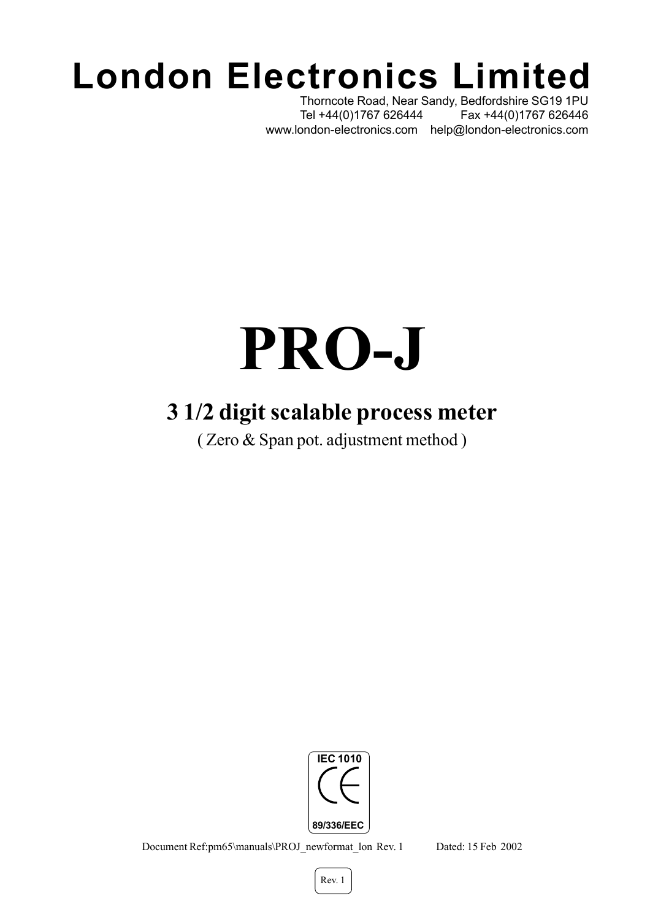# London Electronics Limited

Thorncote Road, Near Sandy, Bedfordshire SG19 1PU
Tel +44(0)1767 626444 Fax +44(0)1767 626446
www.london-electronics.com help@london-electronics.com

# PRO-J

## 3 1/2 digit scalable process meter

( Zero & Span pot. adjustment method )

IEC 1010

CE

89/336/EEC

Document Ref:pm65\manuals\PROJ_newformat_lon Rev. 1 Dated: 15 Feb 2002

Rev. 1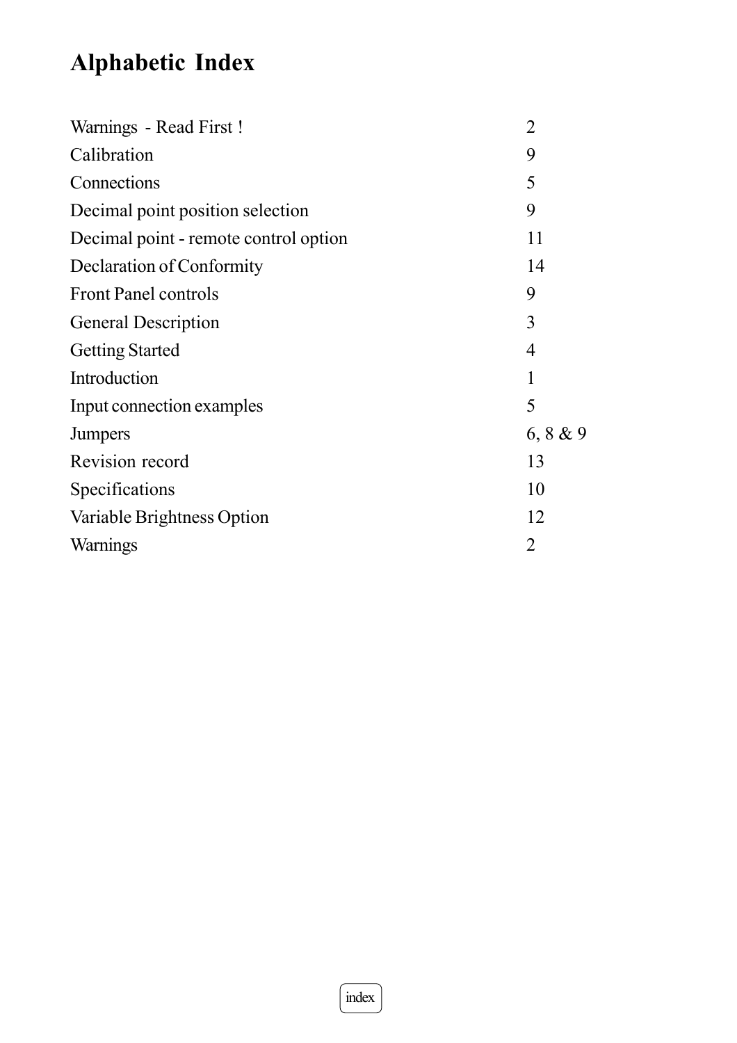# Alphabetic Index

| | |
|---|---|
| Warnings - Read First ! | 2 |
| Calibration | 9 |
| Connections | 5 |
| Decimal point position selection | 9 |
| Decimal point - remote control option | 11 |
| Declaration of Conformity | 14 |
| Front Panel controls | 9 |
| General Description | 3 |
| Getting Started | 4 |
| Introduction | 1 |
| Input connection examples | 5 |
| Jumpers | 6, 8 & 9 |
| Revision record | 13 |
| Specifications | 10 |
| Variable Brightness Option | 12 |
| Warnings | 2 |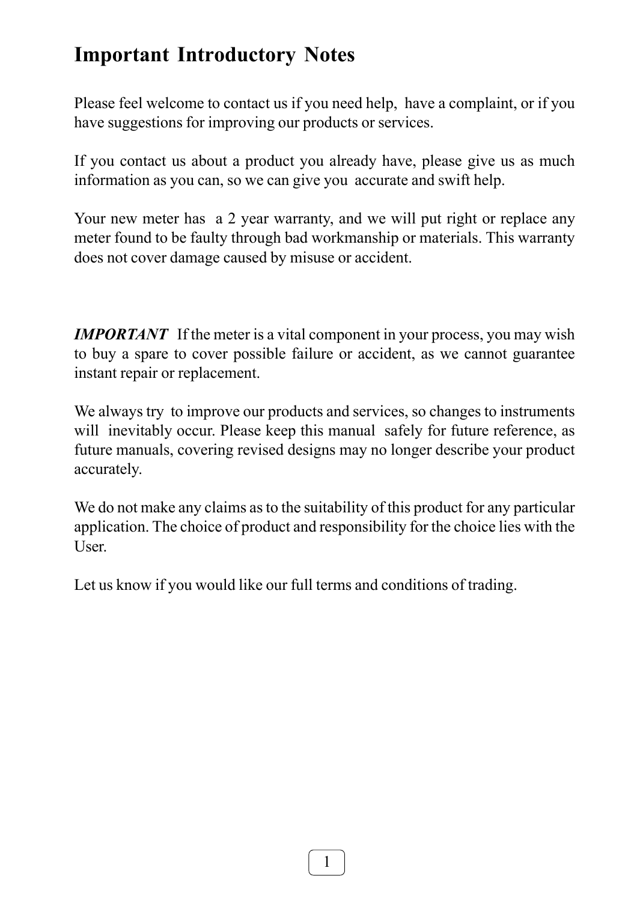# Important Introductory Notes

Please feel welcome to contact us if you need help, have a complaint, or if you have suggestions for improving our products or services.

If you contact us about a product you already have, please give us as much information as you can, so we can give you accurate and swift help.

Your new meter has a 2 year warranty, and we will put right or replace any meter found to be faulty through bad workmanship or materials. This warranty does not cover damage caused by misuse or accident.

***IMPORTANT*** If the meter is a vital component in your process, you may wish to buy a spare to cover possible failure or accident, as we cannot guarantee instant repair or replacement.

We always try to improve our products and services, so changes to instruments will inevitably occur. Please keep this manual safely for future reference, as future manuals, covering revised designs may no longer describe your product accurately.

We do not make any claims as to the suitability of this product for any particular application. The choice of product and responsibility for the choice lies with the User.

Let us know if you would like our full terms and conditions of trading.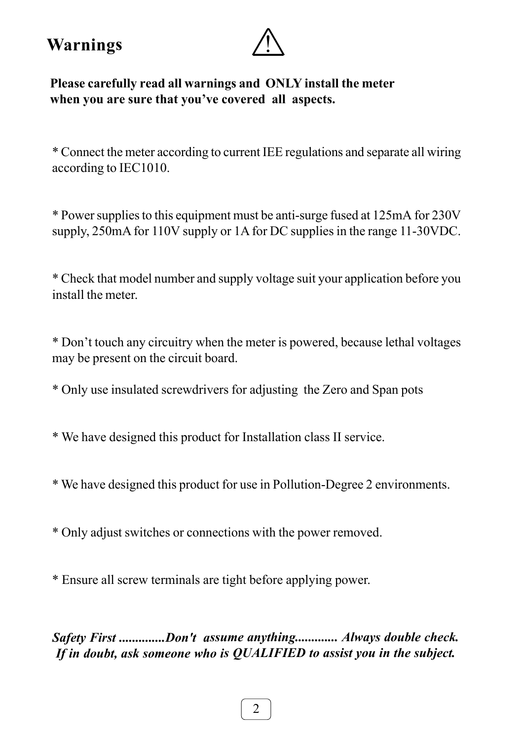# Warnings ⚠

**Please carefully read all warnings and ONLY install the meter when you are sure that you've covered all aspects.**

* Connect the meter according to current IEE regulations and separate all wiring according to IEC1010.

* Power supplies to this equipment must be anti-surge fused at 125mA for 230V supply, 250mA for 110V supply or 1A for DC supplies in the range 11-30VDC.

* Check that model number and supply voltage suit your application before you install the meter.

* Don't touch any circuitry when the meter is powered, because lethal voltages may be present on the circuit board.

* Only use insulated screwdrivers for adjusting the Zero and Span pots

* We have designed this product for Installation class II service.

* We have designed this product for use in Pollution-Degree 2 environments.

* Only adjust switches or connections with the power removed.

* Ensure all screw terminals are tight before applying power.

***Safety First .............Don't assume anything............ Always double check. If in doubt, ask someone who is QUALIFIED to assist you in the subject.***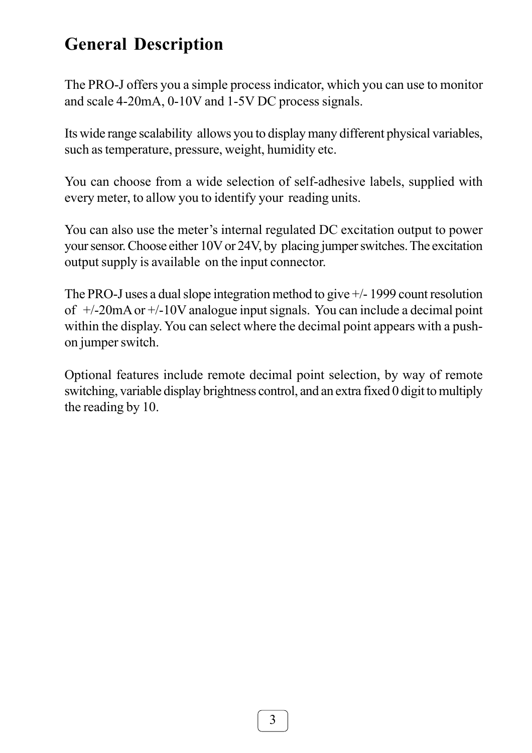# General Description

The PRO-J offers you a simple process indicator, which you can use to monitor and scale 4-20mA, 0-10V and 1-5V DC process signals.

Its wide range scalability allows you to display many different physical variables, such as temperature, pressure, weight, humidity etc.

You can choose from a wide selection of self-adhesive labels, supplied with every meter, to allow you to identify your reading units.

You can also use the meter's internal regulated DC excitation output to power your sensor. Choose either 10V or 24V, by placing jumper switches. The excitation output supply is available on the input connector.

The PRO-J uses a dual slope integration method to give +/- 1999 count resolution of +/-20mA or +/-10V analogue input signals. You can include a decimal point within the display. You can select where the decimal point appears with a push-on jumper switch.

Optional features include remote decimal point selection, by way of remote switching, variable display brightness control, and an extra fixed 0 digit to multiply the reading by 10.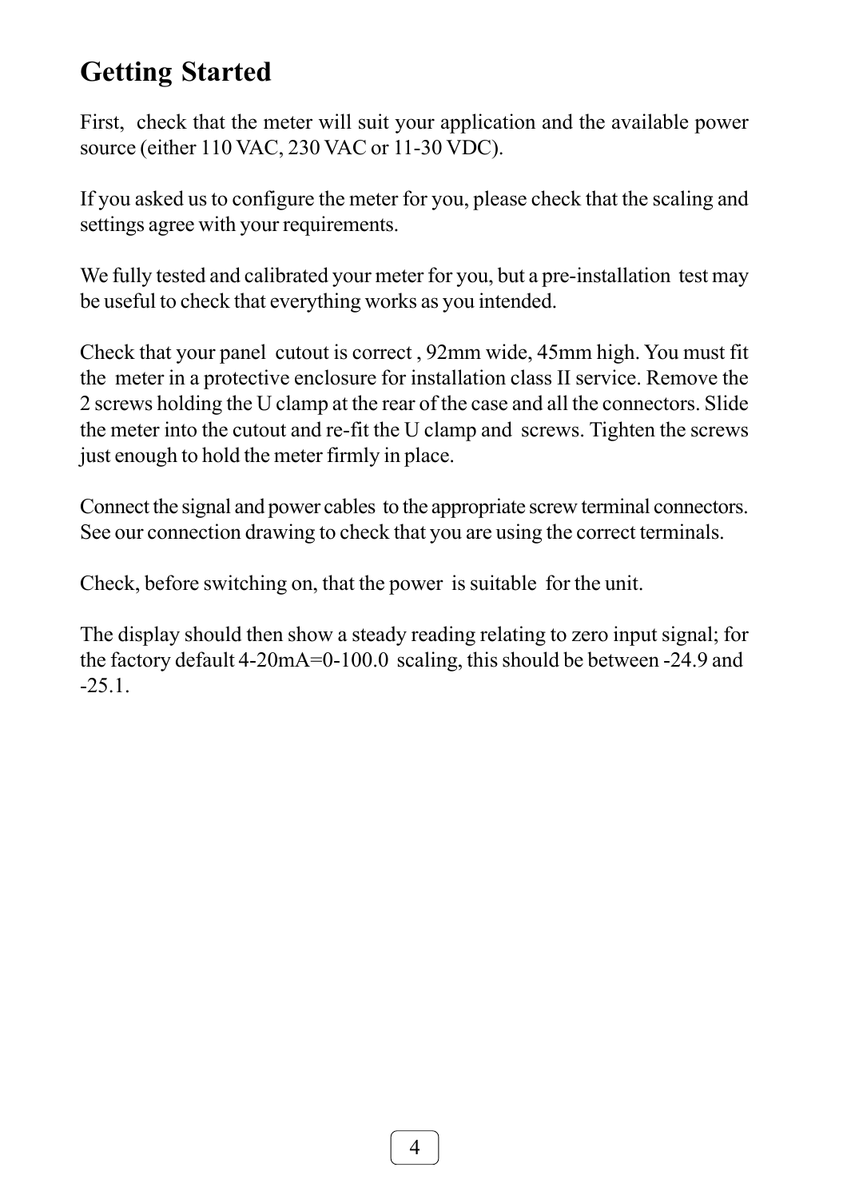# Getting Started

First, check that the meter will suit your application and the available power source (either 110 VAC, 230 VAC or 11-30 VDC).

If you asked us to configure the meter for you, please check that the scaling and settings agree with your requirements.

We fully tested and calibrated your meter for you, but a pre-installation test may be useful to check that everything works as you intended.

Check that your panel cutout is correct , 92mm wide, 45mm high. You must fit the meter in a protective enclosure for installation class II service. Remove the 2 screws holding the U clamp at the rear of the case and all the connectors. Slide the meter into the cutout and re-fit the U clamp and screws. Tighten the screws just enough to hold the meter firmly in place.

Connect the signal and power cables to the appropriate screw terminal connectors. See our connection drawing to check that you are using the correct terminals.

Check, before switching on, that the power is suitable for the unit.

The display should then show a steady reading relating to zero input signal; for the factory default 4-20mA=0-100.0 scaling, this should be between -24.9 and -25.1.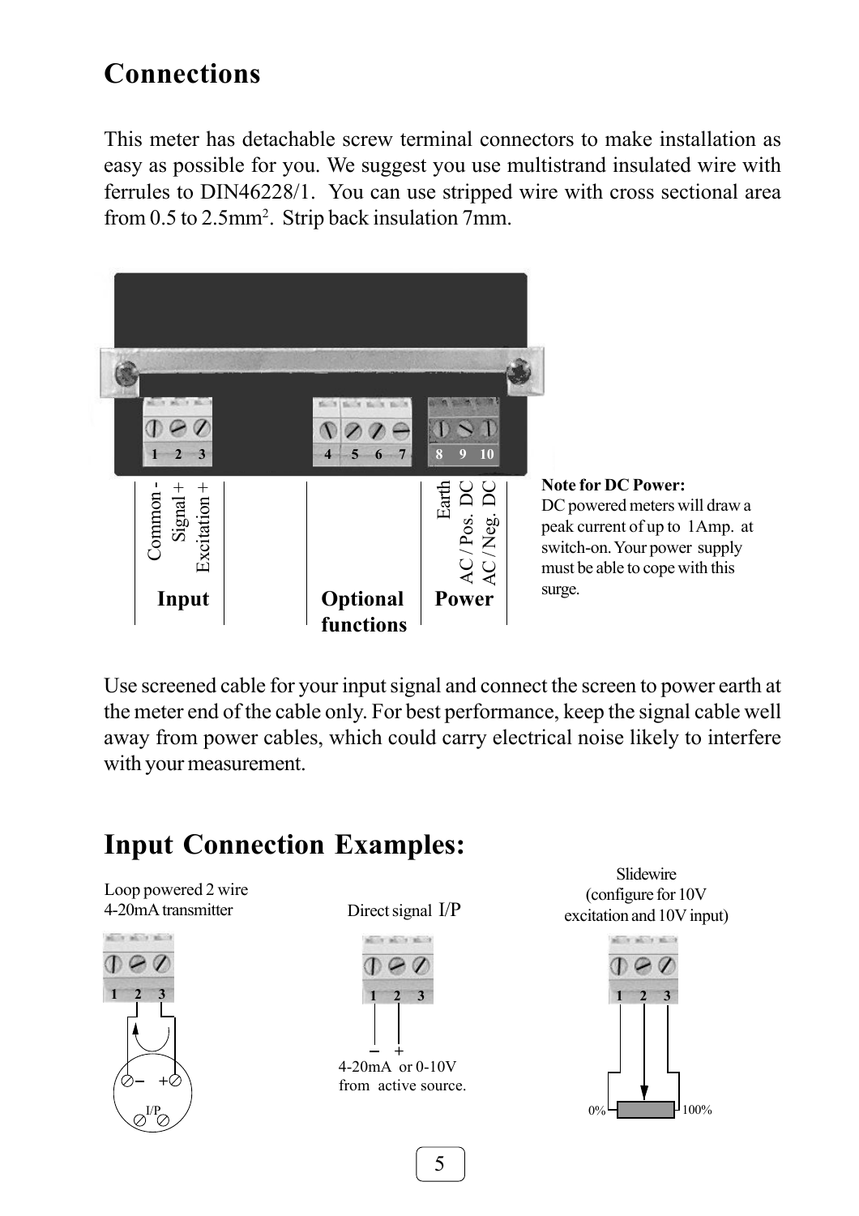# Connections

This meter has detachable screw terminal connectors to make installation as easy as possible for you. We suggest you use multistrand insulated wire with ferrules to DIN46228/1. You can use stripped wire with cross sectional area from 0.5 to 2.5mm$^2$. Strip back insulation 7mm.

1 2 3 — Common -, Signal +, Excitation + — **Input**

4 5 6 7 — **Optional functions**

8 9 10 — Earth, AC / Pos. DC, AC / Neg. DC — **Power**

**Note for DC Power:**
DC powered meters will draw a peak current of up to 1Amp. at switch-on. Your power supply must be able to cope with this surge.

Use screened cable for your input signal and connect the screen to power earth at the meter end of the cable only. For best performance, keep the signal cable well away from power cables, which could carry electrical noise likely to interfere with your measurement.

# Input Connection Examples:

Loop powered 2 wire 4-20mA transmitter

1 2 3

– +

I/P

Direct signal I/P

1 2 3

– +

4-20mA or 0-10V from active source.

Slidewire (configure for 10V excitation and 10V input)

1 2 3

0% 100%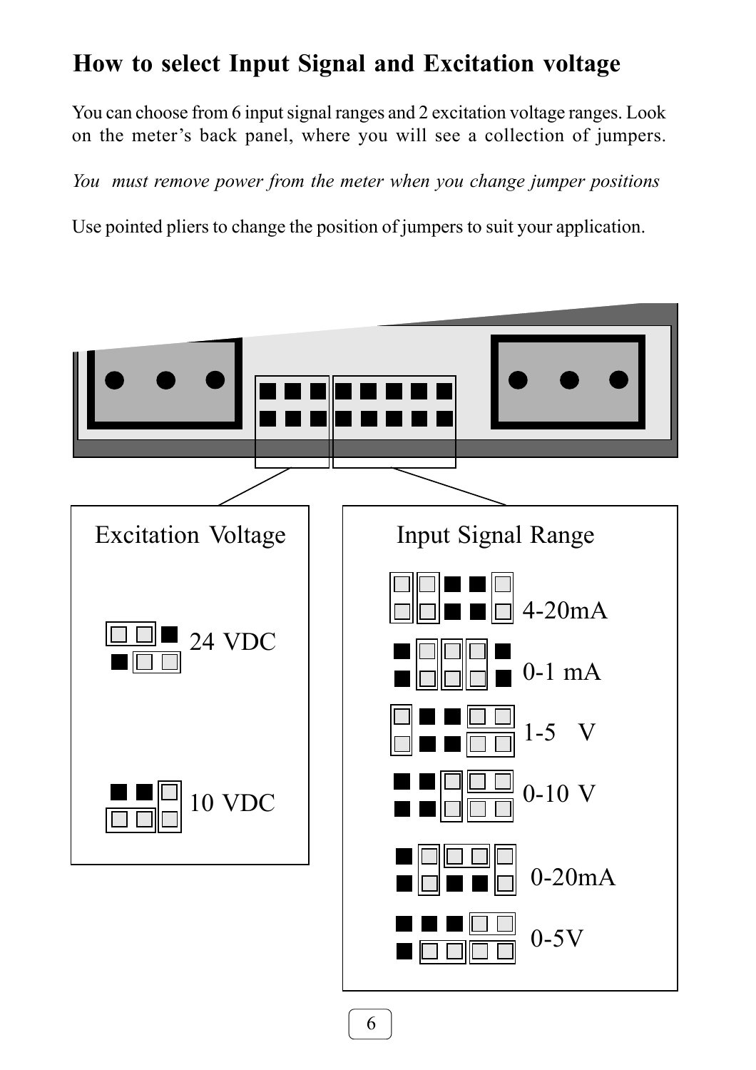## How to select Input Signal and Excitation voltage

You can choose from 6 input signal ranges and 2 excitation voltage ranges. Look on the meter's back panel, where you will see a collection of jumpers.

*You must remove power from the meter when you change jumper positions*

Use pointed pliers to change the position of jumpers to suit your application.

Excitation Voltage

24 VDC

10 VDC

Input Signal Range

4-20mA

0-1 mA

1-5 V

0-10 V

0-20mA

0-5V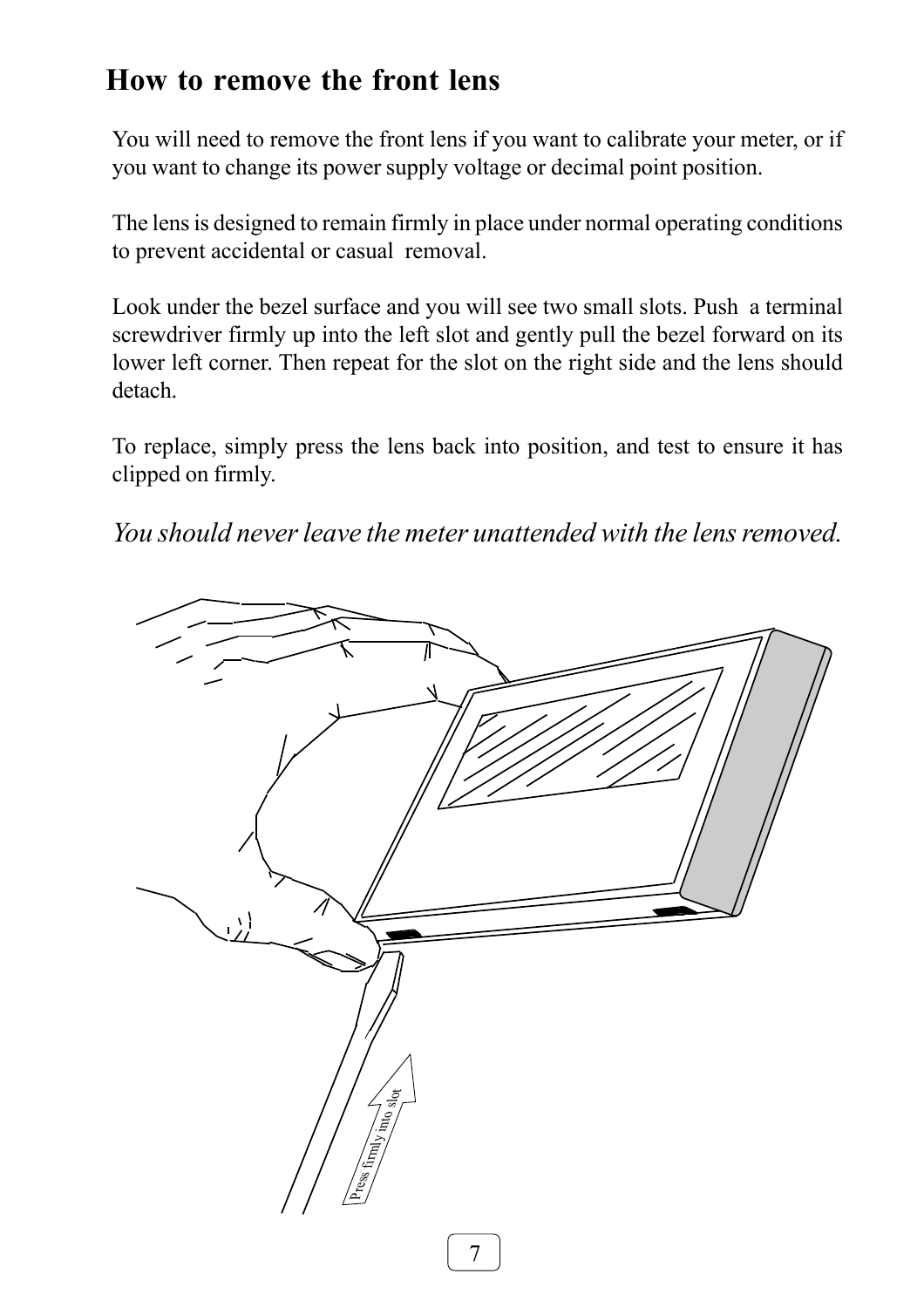# How to remove the front lens

You will need to remove the front lens if you want to calibrate your meter, or if you want to change its power supply voltage or decimal point position.

The lens is designed to remain firmly in place under normal operating conditions to prevent accidental or casual removal.

Look under the bezel surface and you will see two small slots. Push a terminal screwdriver firmly up into the left slot and gently pull the bezel forward on its lower left corner. Then repeat for the slot on the right side and the lens should detach.

To replace, simply press the lens back into position, and test to ensure it has clipped on firmly.

*You should never leave the meter unattended with the lens removed.*

Press firmly into slot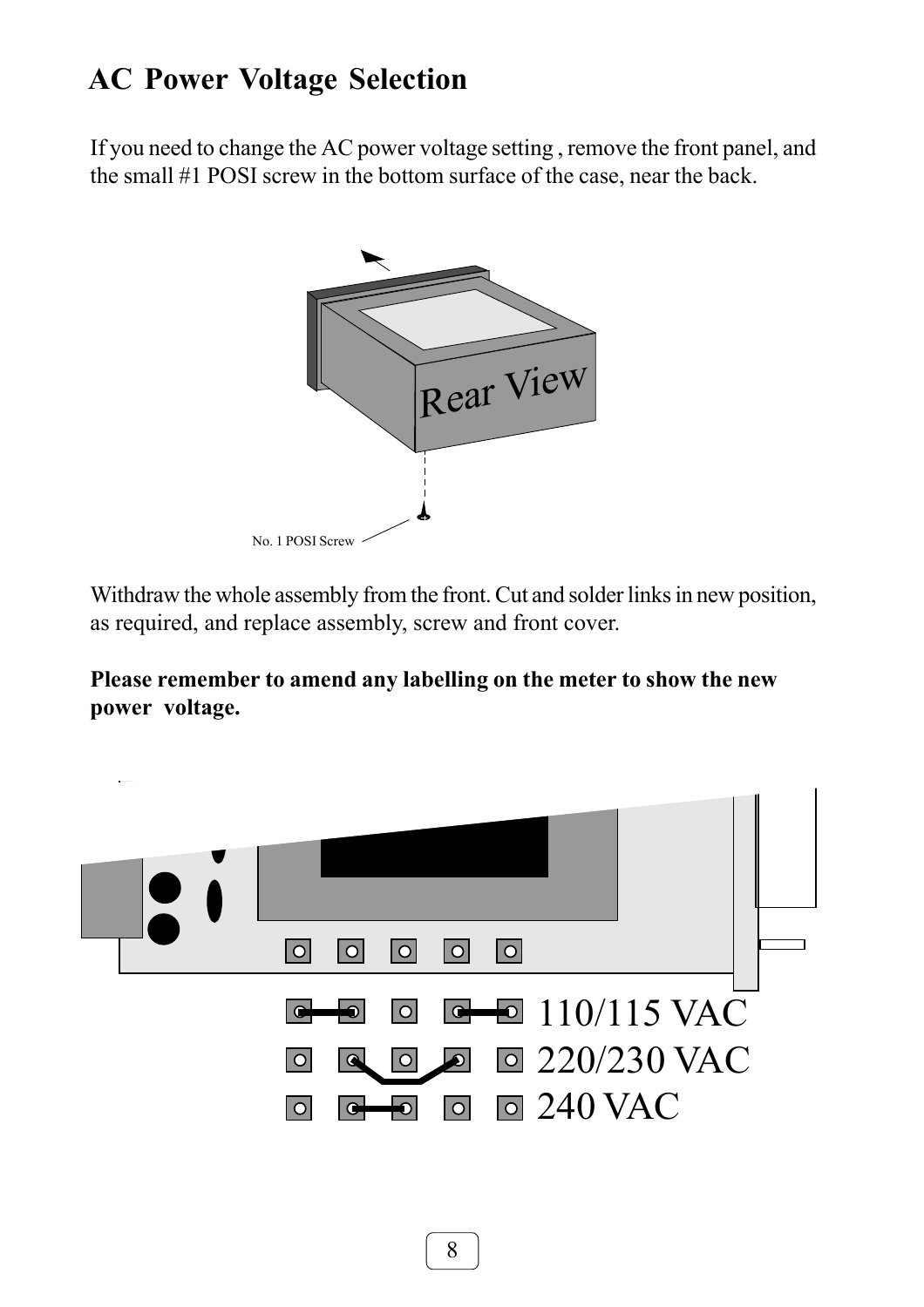## AC Power Voltage Selection

If you need to change the AC power voltage setting , remove the front panel, and the small #1 POSI screw in the bottom surface of the case, near the back.

Rear View

No. 1 POSI Screw

Withdraw the whole assembly from the front. Cut and solder links in new position, as required, and replace assembly, screw and front cover.

**Please remember to amend any labelling on the meter to show the new power voltage.**

110/115 VAC

220/230 VAC

240 VAC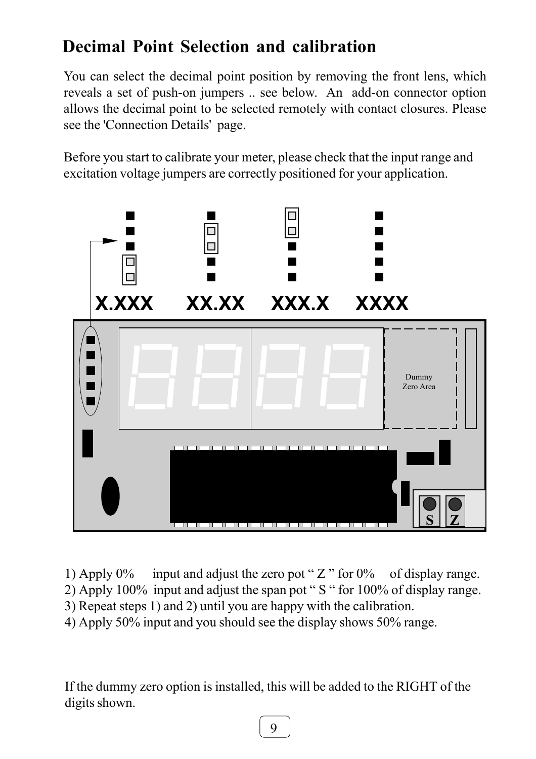## Decimal Point Selection and calibration

You can select the decimal point position by removing the front lens, which reveals a set of push-on jumpers .. see below. An add-on connector option allows the decimal point to be selected remotely with contact closures. Please see the 'Connection Details' page.

Before you start to calibrate your meter, please check that the input range and excitation voltage jumpers are correctly positioned for your application.

X.XXX XX.XX XXX.X XXXX

Dummy Zero Area

S Z

1) Apply 0% input and adjust the zero pot " Z " for 0% of display range.
2) Apply 100% input and adjust the span pot " S " for 100% of display range.
3) Repeat steps 1) and 2) until you are happy with the calibration.
4) Apply 50% input and you should see the display shows 50% range.

If the dummy zero option is installed, this will be added to the RIGHT of the digits shown.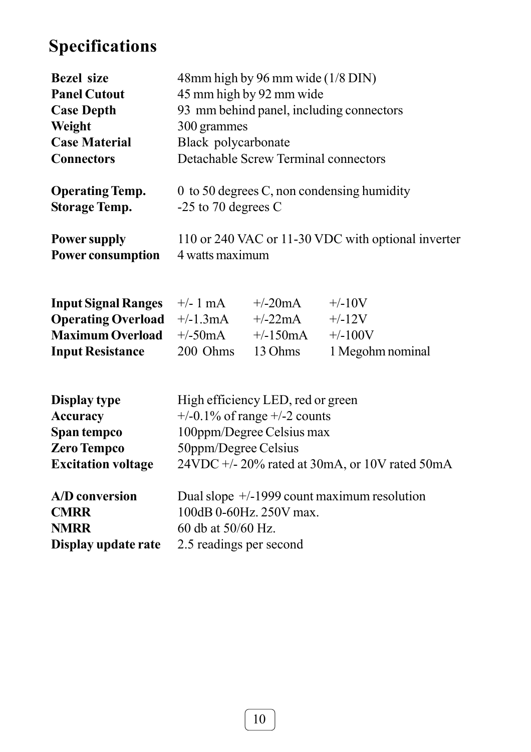# Specifications

| | |
|---|---|
| **Bezel size** | 48mm high by 96 mm wide (1/8 DIN) |
| **Panel Cutout** | 45 mm high by 92 mm wide |
| **Case Depth** | 93 mm behind panel, including connectors |
| **Weight** | 300 grammes |
| **Case Material** | Black polycarbonate |
| **Connectors** | Detachable Screw Terminal connectors |

| | |
|---|---|
| **Operating Temp.** | 0 to 50 degrees C, non condensing humidity |
| **Storage Temp.** | -25 to 70 degrees C |

| | |
|---|---|
| **Power supply** | 110 or 240 VAC or 11-30 VDC with optional inverter |
| **Power consumption** | 4 watts maximum |

| | | | |
|---|---|---|---|
| **Input Signal Ranges** | +/- 1 mA | +/-20mA | +/-10V |
| **Operating Overload** | +/-1.3mA | +/-22mA | +/-12V |
| **Maximum Overload** | +/-50mA | +/-150mA | +/-100V |
| **Input Resistance** | 200 Ohms | 13 Ohms | 1 Megohm nominal |

| | |
|---|---|
| **Display type** | High efficiency LED, red or green |
| **Accuracy** | +/-0.1% of range +/-2 counts |
| **Span tempco** | 100ppm/Degree Celsius max |
| **Zero Tempco** | 50ppm/Degree Celsius |
| **Excitation voltage** | 24VDC +/- 20% rated at 30mA, or 10V rated 50mA |

| | |
|---|---|
| **A/D conversion** | Dual slope +/-1999 count maximum resolution |
| **CMRR** | 100dB 0-60Hz. 250V max. |
| **NMRR** | 60 db at 50/60 Hz. |
| **Display update rate** | 2.5 readings per second |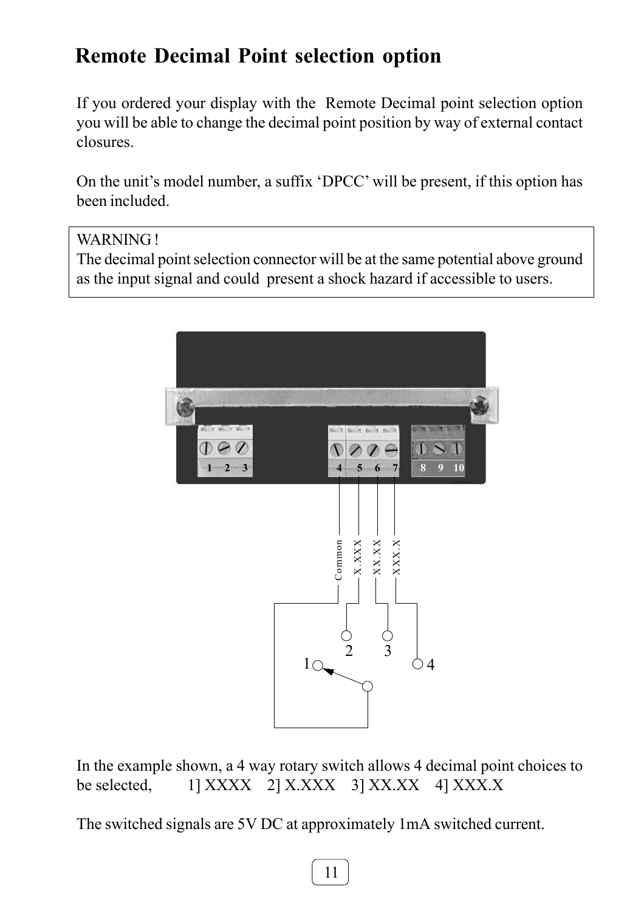# Remote Decimal Point selection option

If you ordered your display with the Remote Decimal point selection option you will be able to change the decimal point position by way of external contact closures.

On the unit's model number, a suffix 'DPCC' will be present, if this option has been included.

> WARNING !
> The decimal point selection connector will be at the same potential above ground as the input signal and could present a shock hazard if accessible to users.

In the example shown, a 4 way rotary switch allows 4 decimal point choices to be selected, 1] XXXX 2] X.XXX 3] XX.XX 4] XXX.X

The switched signals are 5V DC at approximately 1mA switched current.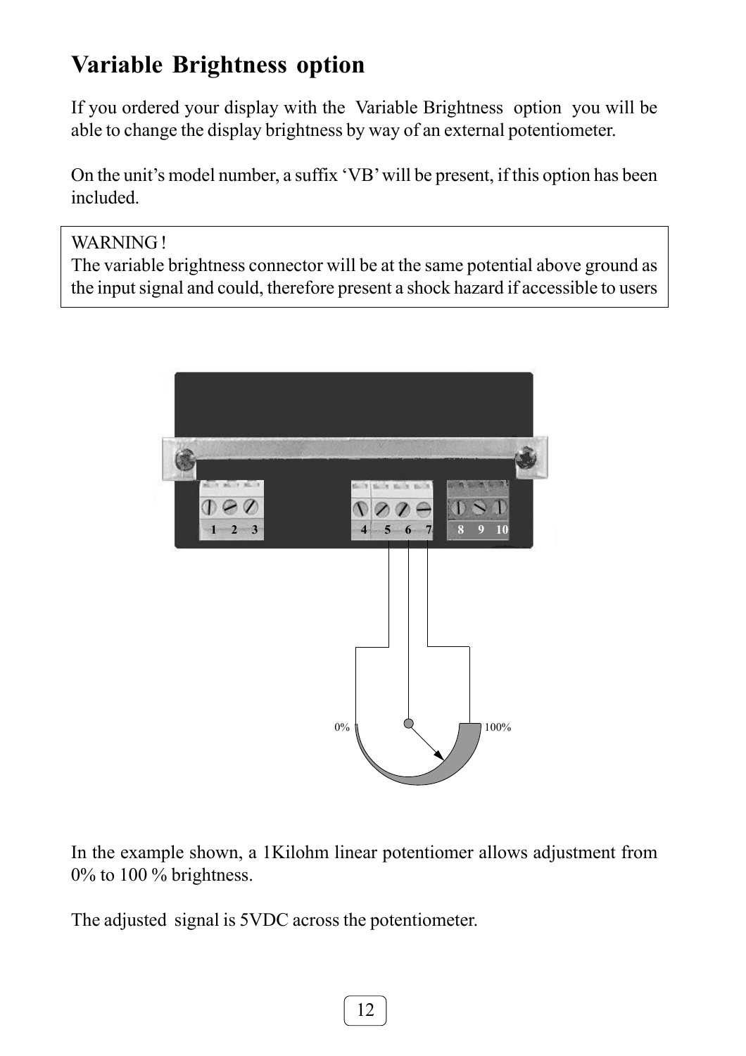# Variable Brightness option

If you ordered your display with the Variable Brightness option you will be able to change the display brightness by way of an external potentiometer.

On the unit's model number, a suffix 'VB' will be present, if this option has been included.

> WARNING !
> The variable brightness connector will be at the same potential above ground as the input signal and could, therefore present a shock hazard if accessible to users

In the example shown, a 1Kilohm linear potentiomer allows adjustment from 0% to 100 % brightness.

The adjusted signal is 5VDC across the potentiometer.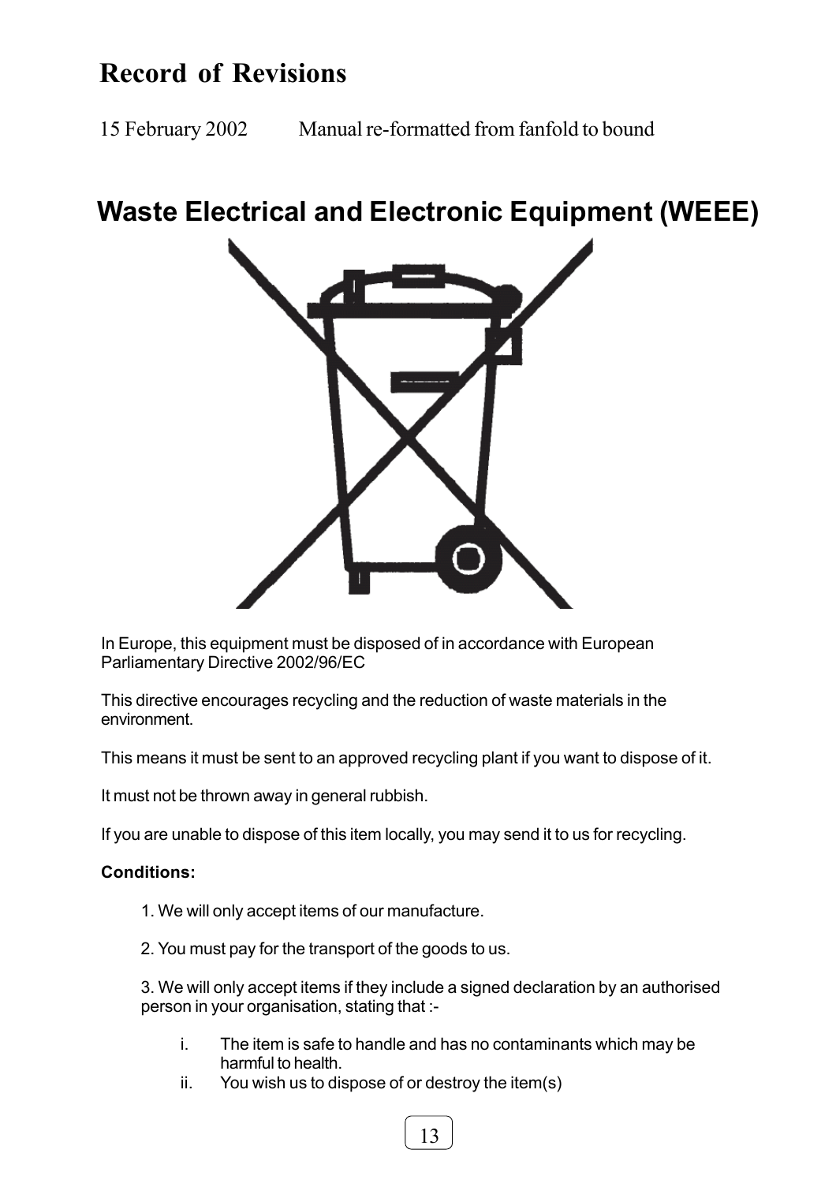# Record of Revisions

15 February 2002 Manual re-formatted from fanfold to bound

# Waste Electrical and Electronic Equipment (WEEE)

In Europe, this equipment must be disposed of in accordance with European Parliamentary Directive 2002/96/EC

This directive encourages recycling and the reduction of waste materials in the environment.

This means it must be sent to an approved recycling plant if you want to dispose of it.

It must not be thrown away in general rubbish.

If you are unable to dispose of this item locally, you may send it to us for recycling.

**Conditions:**

1. We will only accept items of our manufacture.

2. You must pay for the transport of the goods to us.

3. We will only accept items if they include a signed declaration by an authorised person in your organisation, stating that :-

   i. The item is safe to handle and has no contaminants which may be harmful to health.

   ii. You wish us to dispose of or destroy the item(s)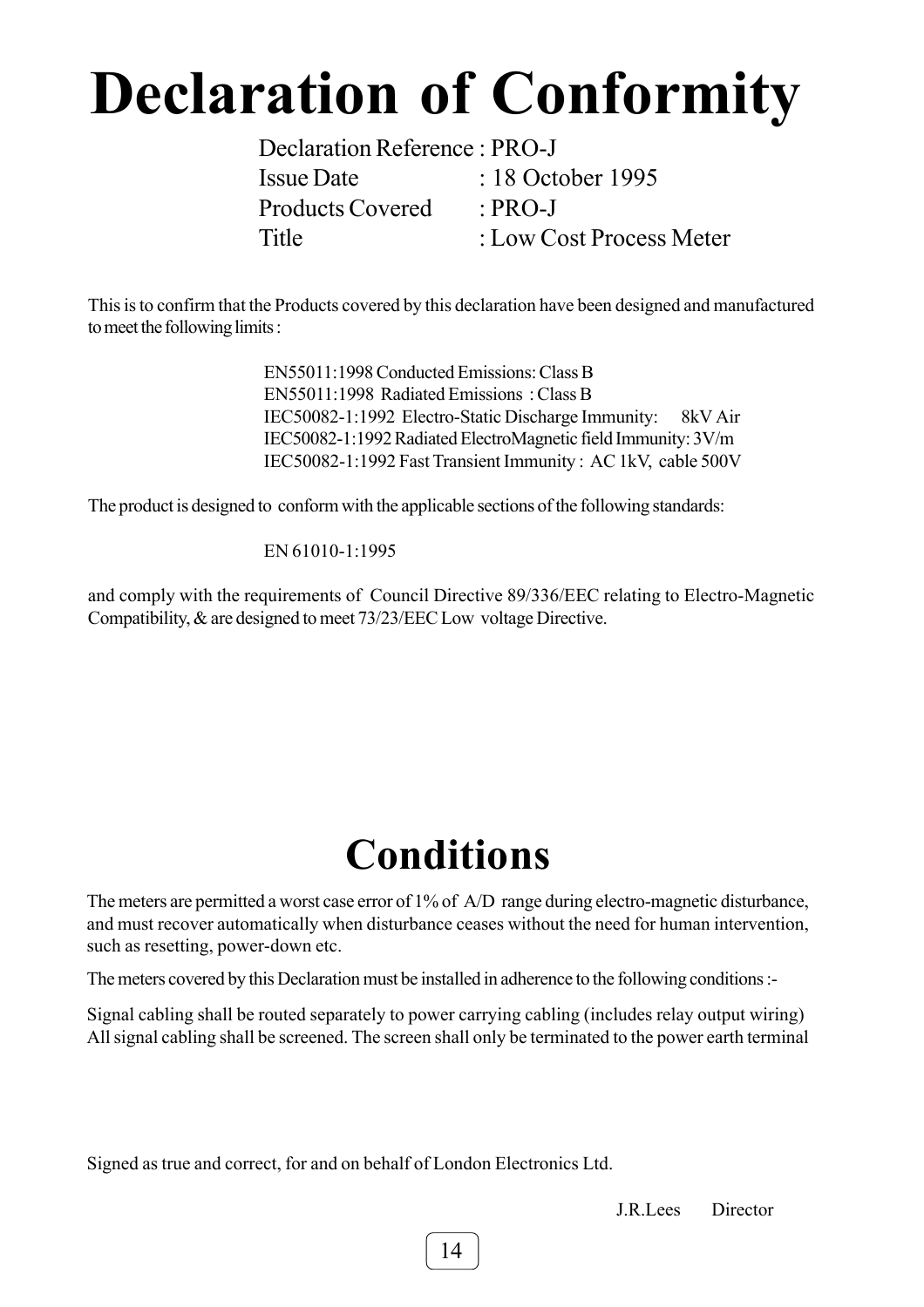# Declaration of Conformity

Declaration Reference : PRO-J
Issue Date : 18 October 1995
Products Covered : PRO-J
Title : Low Cost Process Meter

This is to confirm that the Products covered by this declaration have been designed and manufactured to meet the following limits :

EN55011:1998 Conducted Emissions: Class B
EN55011:1998 Radiated Emissions : Class B
IEC50082-1:1992 Electro-Static Discharge Immunity: 8kV Air
IEC50082-1:1992 Radiated ElectroMagnetic field Immunity: 3V/m
IEC50082-1:1992 Fast Transient Immunity : AC 1kV, cable 500V

The product is designed to conform with the applicable sections of the following standards:

EN 61010-1:1995

and comply with the requirements of Council Directive 89/336/EEC relating to Electro-Magnetic Compatibility, & are designed to meet 73/23/EEC Low voltage Directive.

# Conditions

The meters are permitted a worst case error of 1% of A/D range during electro-magnetic disturbance, and must recover automatically when disturbance ceases without the need for human intervention, such as resetting, power-down etc.

The meters covered by this Declaration must be installed in adherence to the following conditions :-

Signal cabling shall be routed separately to power carrying cabling (includes relay output wiring)
All signal cabling shall be screened. The screen shall only be terminated to the power earth terminal

Signed as true and correct, for and on behalf of London Electronics Ltd.

J.R.Lees Director